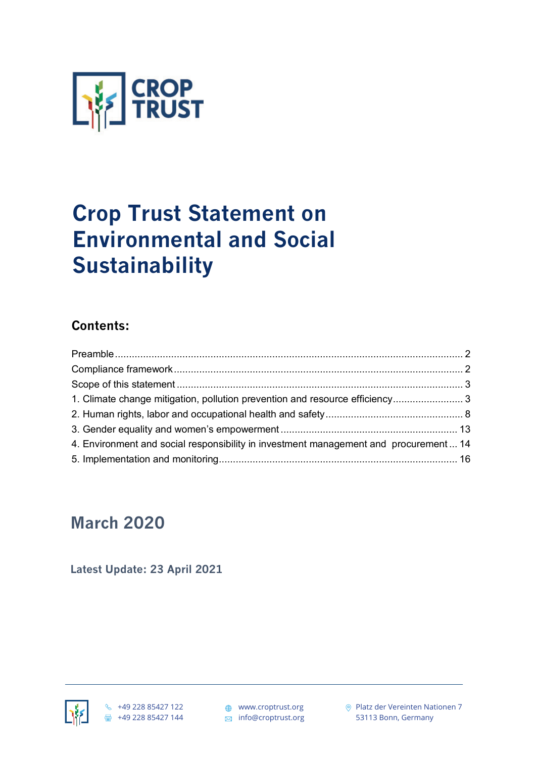# Crop Trust Statement on Environmental and Social Sustainability

## Contents:

Preamble ........................................................................................................................ 2
Compliance framework .................................................................................................. 2
Scope of this statement ................................................................................................. 3
1. Climate change mitigation, pollution prevention and resource efficiency ......................... 3
2. Human rights, labor and occupational health and safety ................................................ 8
3. Gender equality and women's empowerment .............................................................. 13
4. Environment and social responsibility in investment management and procurement ... 14
5. Implementation and monitoring .................................................................................... 16

## March 2020

**Latest Update: 23 April 2021**

+49 228 85427 122
+49 228 85427 144
www.croptrust.org
info@croptrust.org
Platz der Vereinten Nationen 7
53113 Bonn, Germany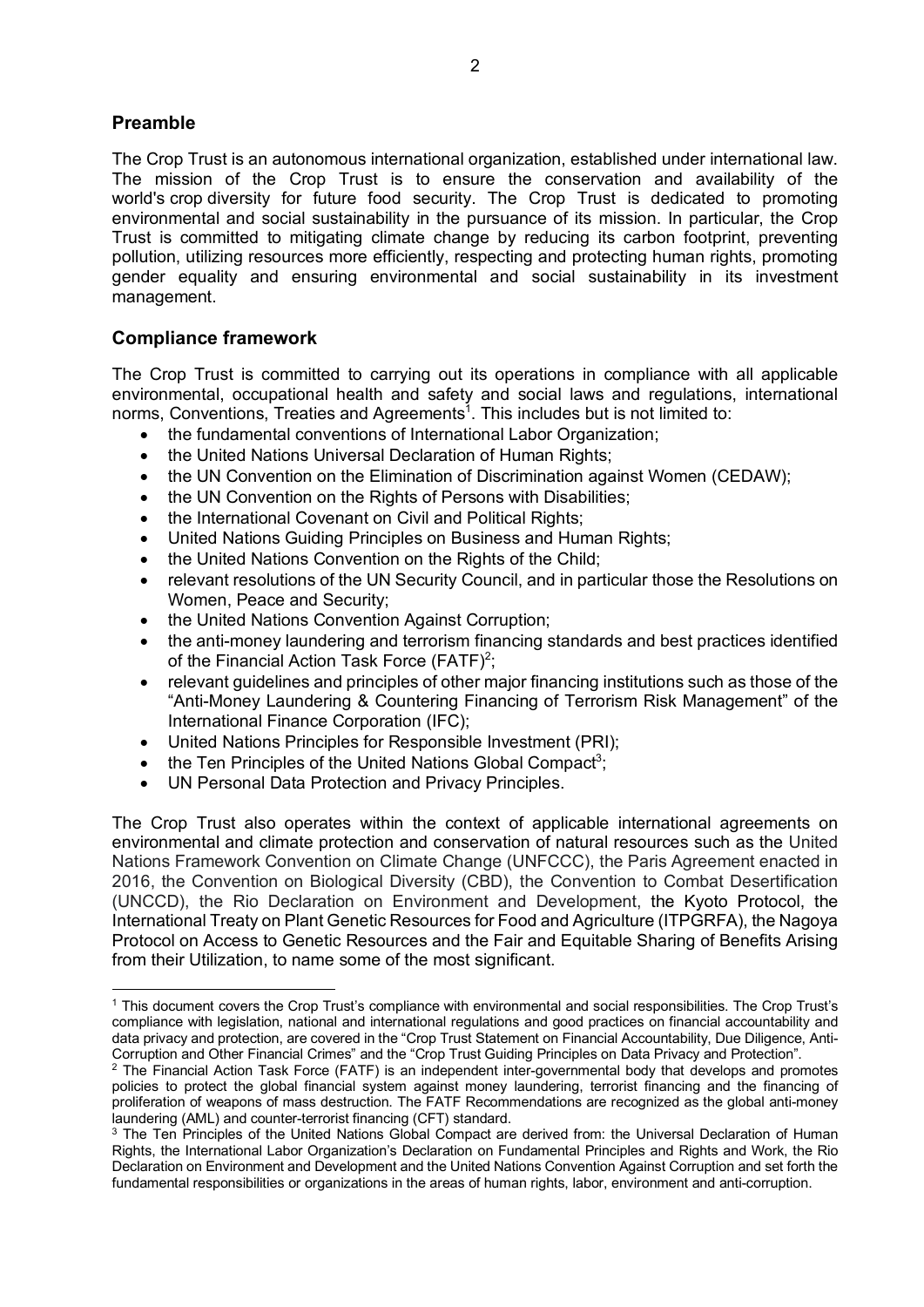## Preamble

The Crop Trust is an autonomous international organization, established under international law. The mission of the Crop Trust is to ensure the conservation and availability of the world's crop diversity for future food security. The Crop Trust is dedicated to promoting environmental and social sustainability in the pursuance of its mission. In particular, the Crop Trust is committed to mitigating climate change by reducing its carbon footprint, preventing pollution, utilizing resources more efficiently, respecting and protecting human rights, promoting gender equality and ensuring environmental and social sustainability in its investment management.

## Compliance framework

The Crop Trust is committed to carrying out its operations in compliance with all applicable environmental, occupational health and safety and social laws and regulations, international norms, Conventions, Treaties and Agreements[1]. This includes but is not limited to:

- the fundamental conventions of International Labor Organization;
- the United Nations Universal Declaration of Human Rights;
- the UN Convention on the Elimination of Discrimination against Women (CEDAW);
- the UN Convention on the Rights of Persons with Disabilities;
- the International Covenant on Civil and Political Rights;
- United Nations Guiding Principles on Business and Human Rights;
- the United Nations Convention on the Rights of the Child;
- relevant resolutions of the UN Security Council, and in particular those the Resolutions on Women, Peace and Security;
- the United Nations Convention Against Corruption;
- the anti-money laundering and terrorism financing standards and best practices identified of the Financial Action Task Force (FATF)[2];
- relevant guidelines and principles of other major financing institutions such as those of the "Anti-Money Laundering & Countering Financing of Terrorism Risk Management" of the International Finance Corporation (IFC);
- United Nations Principles for Responsible Investment (PRI);
- the Ten Principles of the United Nations Global Compact[3];
- UN Personal Data Protection and Privacy Principles.

The Crop Trust also operates within the context of applicable international agreements on environmental and climate protection and conservation of natural resources such as the United Nations Framework Convention on Climate Change (UNFCCC), the Paris Agreement enacted in 2016, the Convention on Biological Diversity (CBD), the Convention to Combat Desertification (UNCCD), the Rio Declaration on Environment and Development, the Kyoto Protocol, the International Treaty on Plant Genetic Resources for Food and Agriculture (ITPGRFA), the Nagoya Protocol on Access to Genetic Resources and the Fair and Equitable Sharing of Benefits Arising from their Utilization, to name some of the most significant.

---

[1] This document covers the Crop Trust's compliance with environmental and social responsibilities. The Crop Trust's compliance with legislation, national and international regulations and good practices on financial accountability and data privacy and protection, are covered in the "Crop Trust Statement on Financial Accountability, Due Diligence, Anti-Corruption and Other Financial Crimes" and the "Crop Trust Guiding Principles on Data Privacy and Protection".

[2] The Financial Action Task Force (FATF) is an independent inter-governmental body that develops and promotes policies to protect the global financial system against money laundering, terrorist financing and the financing of proliferation of weapons of mass destruction. The FATF Recommendations are recognized as the global anti-money laundering (AML) and counter-terrorist financing (CFT) standard.

[3] The Ten Principles of the United Nations Global Compact are derived from: the Universal Declaration of Human Rights, the International Labor Organization's Declaration on Fundamental Principles and Rights and Work, the Rio Declaration on Environment and Development and the United Nations Convention Against Corruption and set forth the fundamental responsibilities or organizations in the areas of human rights, labor, environment and anti-corruption.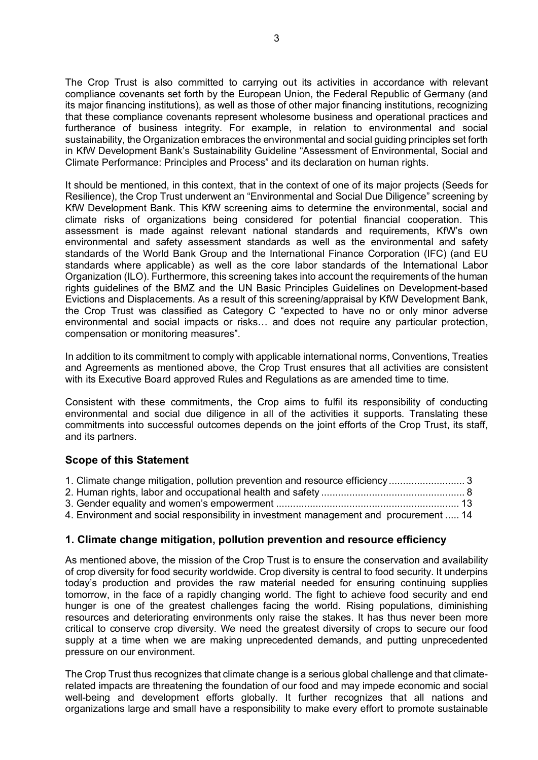The Crop Trust is also committed to carrying out its activities in accordance with relevant compliance covenants set forth by the European Union, the Federal Republic of Germany (and its major financing institutions), as well as those of other major financing institutions, recognizing that these compliance covenants represent wholesome business and operational practices and furtherance of business integrity. For example, in relation to environmental and social sustainability, the Organization embraces the environmental and social guiding principles set forth in KfW Development Bank's Sustainability Guideline "Assessment of Environmental, Social and Climate Performance: Principles and Process" and its declaration on human rights.

It should be mentioned, in this context, that in the context of one of its major projects (Seeds for Resilience), the Crop Trust underwent an "Environmental and Social Due Diligence" screening by KfW Development Bank. This KfW screening aims to determine the environmental, social and climate risks of organizations being considered for potential financial cooperation. This assessment is made against relevant national standards and requirements, KfW's own environmental and safety assessment standards as well as the environmental and safety standards of the World Bank Group and the International Finance Corporation (IFC) (and EU standards where applicable) as well as the core labor standards of the International Labor Organization (ILO). Furthermore, this screening takes into account the requirements of the human rights guidelines of the BMZ and the UN Basic Principles Guidelines on Development-based Evictions and Displacements. As a result of this screening/appraisal by KfW Development Bank, the Crop Trust was classified as Category C "expected to have no or only minor adverse environmental and social impacts or risks… and does not require any particular protection, compensation or monitoring measures".

In addition to its commitment to comply with applicable international norms, Conventions, Treaties and Agreements as mentioned above, the Crop Trust ensures that all activities are consistent with its Executive Board approved Rules and Regulations as are amended time to time.

Consistent with these commitments, the Crop aims to fulfil its responsibility of conducting environmental and social due diligence in all of the activities it supports. Translating these commitments into successful outcomes depends on the joint efforts of the Crop Trust, its staff, and its partners.

## Scope of this Statement

1. Climate change mitigation, pollution prevention and resource efficiency .......................... 3
2. Human rights, labor and occupational health and safety .................................................. 8
3. Gender equality and women's empowerment ................................................................ 13
4. Environment and social responsibility in investment management and procurement ..... 14

## 1. Climate change mitigation, pollution prevention and resource efficiency

As mentioned above, the mission of the Crop Trust is to ensure the conservation and availability of crop diversity for food security worldwide. Crop diversity is central to food security. It underpins today's production and provides the raw material needed for ensuring continuing supplies tomorrow, in the face of a rapidly changing world. The fight to achieve food security and end hunger is one of the greatest challenges facing the world. Rising populations, diminishing resources and deteriorating environments only raise the stakes. It has thus never been more critical to conserve crop diversity. We need the greatest diversity of crops to secure our food supply at a time when we are making unprecedented demands, and putting unprecedented pressure on our environment.

The Crop Trust thus recognizes that climate change is a serious global challenge and that climate-related impacts are threatening the foundation of our food and may impede economic and social well-being and development efforts globally. It further recognizes that all nations and organizations large and small have a responsibility to make every effort to promote sustainable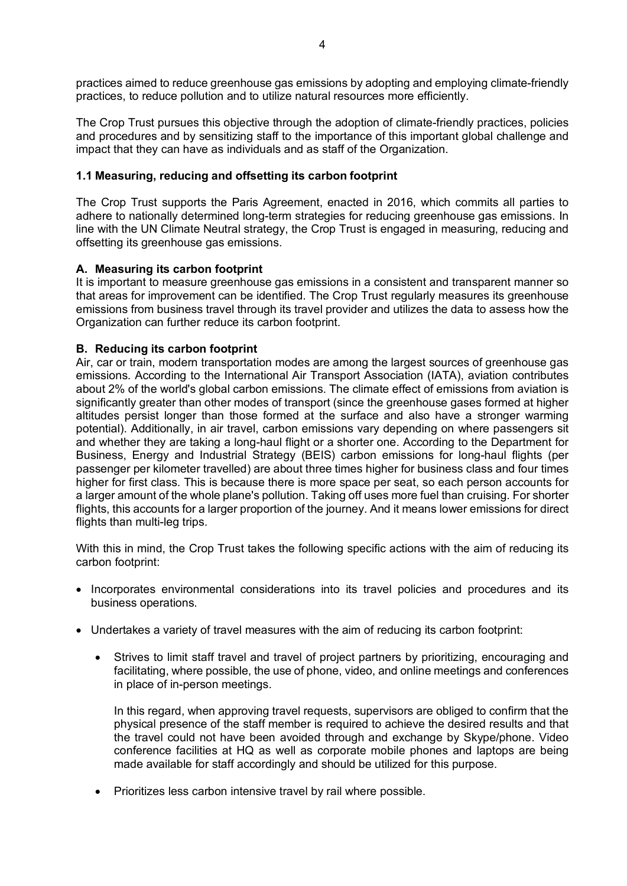practices aimed to reduce greenhouse gas emissions by adopting and employing climate-friendly practices, to reduce pollution and to utilize natural resources more efficiently.

The Crop Trust pursues this objective through the adoption of climate-friendly practices, policies and procedures and by sensitizing staff to the importance of this important global challenge and impact that they can have as individuals and as staff of the Organization.

### 1.1 Measuring, reducing and offsetting its carbon footprint

The Crop Trust supports the Paris Agreement, enacted in 2016, which commits all parties to adhere to nationally determined long-term strategies for reducing greenhouse gas emissions. In line with the UN Climate Neutral strategy, the Crop Trust is engaged in measuring, reducing and offsetting its greenhouse gas emissions.

#### A. Measuring its carbon footprint

It is important to measure greenhouse gas emissions in a consistent and transparent manner so that areas for improvement can be identified. The Crop Trust regularly measures its greenhouse emissions from business travel through its travel provider and utilizes the data to assess how the Organization can further reduce its carbon footprint.

#### B. Reducing its carbon footprint

Air, car or train, modern transportation modes are among the largest sources of greenhouse gas emissions. According to the International Air Transport Association (IATA), aviation contributes about 2% of the world's global carbon emissions. The climate effect of emissions from aviation is significantly greater than other modes of transport (since the greenhouse gases formed at higher altitudes persist longer than those formed at the surface and also have a stronger warming potential). Additionally, in air travel, carbon emissions vary depending on where passengers sit and whether they are taking a long-haul flight or a shorter one. According to the Department for Business, Energy and Industrial Strategy (BEIS) carbon emissions for long-haul flights (per passenger per kilometer travelled) are about three times higher for business class and four times higher for first class. This is because there is more space per seat, so each person accounts for a larger amount of the whole plane's pollution. Taking off uses more fuel than cruising. For shorter flights, this accounts for a larger proportion of the journey. And it means lower emissions for direct flights than multi-leg trips.

With this in mind, the Crop Trust takes the following specific actions with the aim of reducing its carbon footprint:

- Incorporates environmental considerations into its travel policies and procedures and its business operations.
- Undertakes a variety of travel measures with the aim of reducing its carbon footprint:
  - Strives to limit staff travel and travel of project partners by prioritizing, encouraging and facilitating, where possible, the use of phone, video, and online meetings and conferences in place of in-person meetings.

    In this regard, when approving travel requests, supervisors are obliged to confirm that the physical presence of the staff member is required to achieve the desired results and that the travel could not have been avoided through and exchange by Skype/phone. Video conference facilities at HQ as well as corporate mobile phones and laptops are being made available for staff accordingly and should be utilized for this purpose.

  - Prioritizes less carbon intensive travel by rail where possible.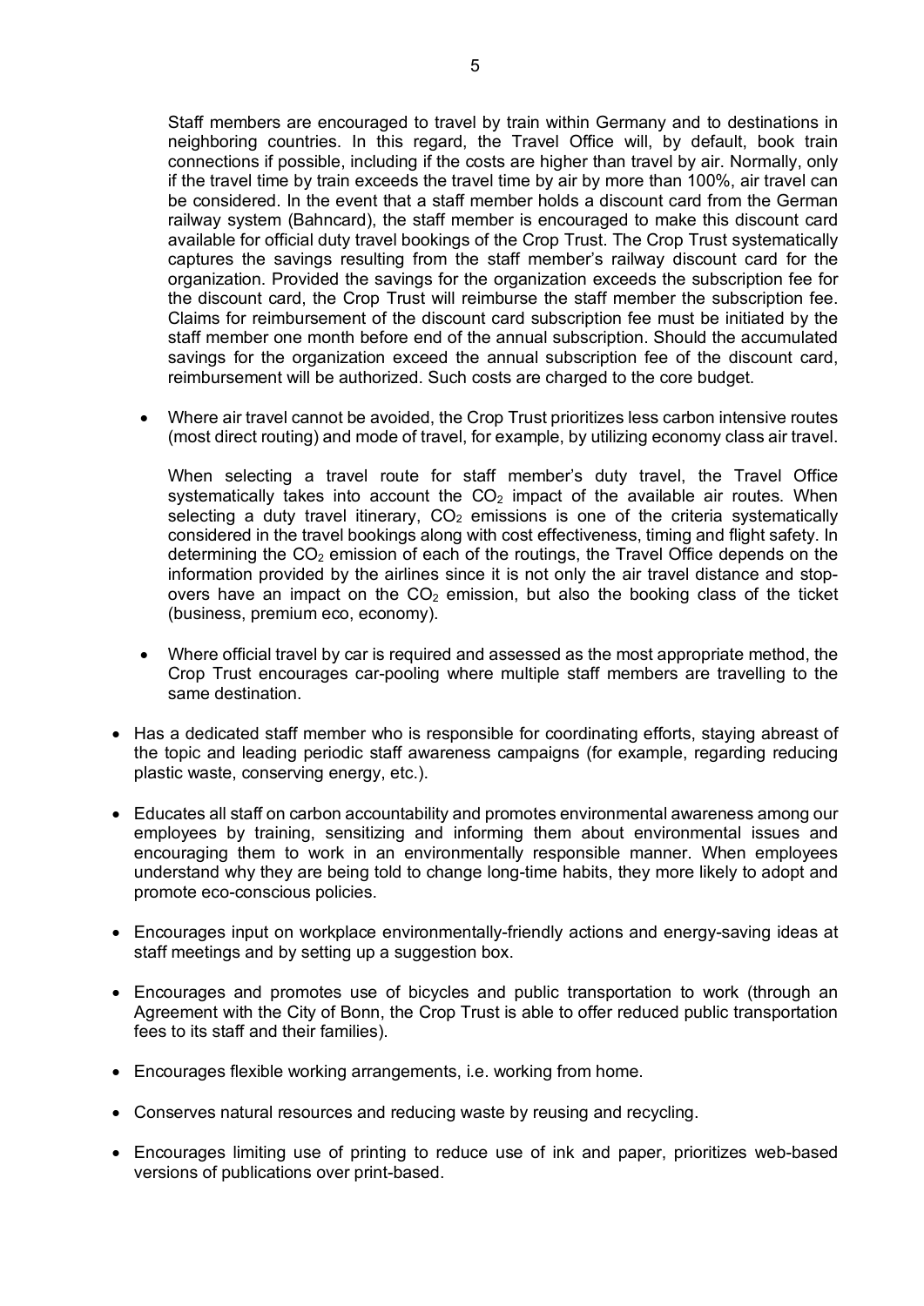Staff members are encouraged to travel by train within Germany and to destinations in neighboring countries. In this regard, the Travel Office will, by default, book train connections if possible, including if the costs are higher than travel by air. Normally, only if the travel time by train exceeds the travel time by air by more than 100%, air travel can be considered. In the event that a staff member holds a discount card from the German railway system (Bahncard), the staff member is encouraged to make this discount card available for official duty travel bookings of the Crop Trust. The Crop Trust systematically captures the savings resulting from the staff member's railway discount card for the organization. Provided the savings for the organization exceeds the subscription fee for the discount card, the Crop Trust will reimburse the staff member the subscription fee. Claims for reimbursement of the discount card subscription fee must be initiated by the staff member one month before end of the annual subscription. Should the accumulated savings for the organization exceed the annual subscription fee of the discount card, reimbursement will be authorized. Such costs are charged to the core budget.

- Where air travel cannot be avoided, the Crop Trust prioritizes less carbon intensive routes (most direct routing) and mode of travel, for example, by utilizing economy class air travel.

  When selecting a travel route for staff member's duty travel, the Travel Office systematically takes into account the $CO_2$ impact of the available air routes. When selecting a duty travel itinerary, $CO_2$ emissions is one of the criteria systematically considered in the travel bookings along with cost effectiveness, timing and flight safety. In determining the $CO_2$ emission of each of the routings, the Travel Office depends on the information provided by the airlines since it is not only the air travel distance and stop-overs have an impact on the $CO_2$ emission, but also the booking class of the ticket (business, premium eco, economy).

- Where official travel by car is required and assessed as the most appropriate method, the Crop Trust encourages car-pooling where multiple staff members are travelling to the same destination.

- Has a dedicated staff member who is responsible for coordinating efforts, staying abreast of the topic and leading periodic staff awareness campaigns (for example, regarding reducing plastic waste, conserving energy, etc.).
- Educates all staff on carbon accountability and promotes environmental awareness among our employees by training, sensitizing and informing them about environmental issues and encouraging them to work in an environmentally responsible manner. When employees understand why they are being told to change long-time habits, they more likely to adopt and promote eco-conscious policies.
- Encourages input on workplace environmentally-friendly actions and energy-saving ideas at staff meetings and by setting up a suggestion box.
- Encourages and promotes use of bicycles and public transportation to work (through an Agreement with the City of Bonn, the Crop Trust is able to offer reduced public transportation fees to its staff and their families).
- Encourages flexible working arrangements, i.e. working from home.
- Conserves natural resources and reducing waste by reusing and recycling.
- Encourages limiting use of printing to reduce use of ink and paper, prioritizes web-based versions of publications over print-based.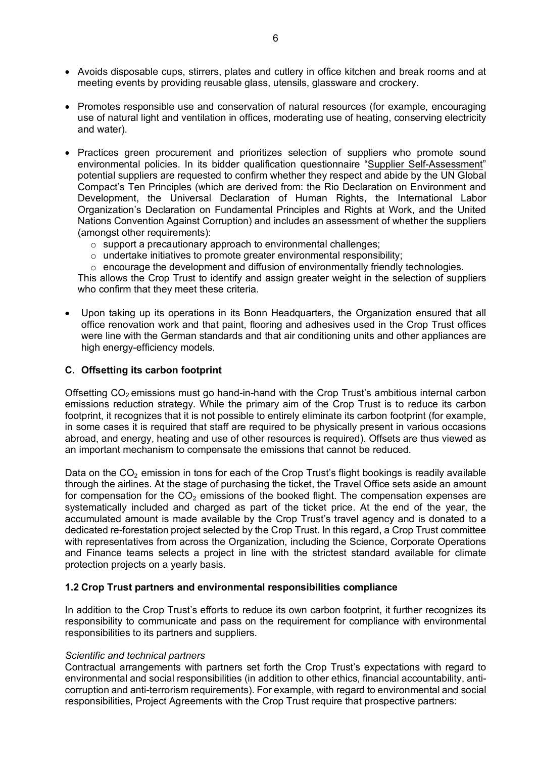- Avoids disposable cups, stirrers, plates and cutlery in office kitchen and break rooms and at meeting events by providing reusable glass, utensils, glassware and crockery.

- Promotes responsible use and conservation of natural resources (for example, encouraging use of natural light and ventilation in offices, moderating use of heating, conserving electricity and water).

- Practices green procurement and prioritizes selection of suppliers who promote sound environmental policies. In its bidder qualification questionnaire "Supplier Self-Assessment" potential suppliers are requested to confirm whether they respect and abide by the UN Global Compact's Ten Principles (which are derived from: the Rio Declaration on Environment and Development, the Universal Declaration of Human Rights, the International Labor Organization's Declaration on Fundamental Principles and Rights at Work, and the United Nations Convention Against Corruption) and includes an assessment of whether the suppliers (amongst other requirements):
  - support a precautionary approach to environmental challenges;
  - undertake initiatives to promote greater environmental responsibility;
  - encourage the development and diffusion of environmentally friendly technologies.

  This allows the Crop Trust to identify and assign greater weight in the selection of suppliers who confirm that they meet these criteria.

- Upon taking up its operations in its Bonn Headquarters, the Organization ensured that all office renovation work and that paint, flooring and adhesives used in the Crop Trust offices were line with the German standards and that air conditioning units and other appliances are high energy-efficiency models.

### C. Offsetting its carbon footprint

Offsetting $CO_2$ emissions must go hand-in-hand with the Crop Trust's ambitious internal carbon emissions reduction strategy. While the primary aim of the Crop Trust is to reduce its carbon footprint, it recognizes that it is not possible to entirely eliminate its carbon footprint (for example, in some cases it is required that staff are required to be physically present in various occasions abroad, and energy, heating and use of other resources is required). Offsets are thus viewed as an important mechanism to compensate the emissions that cannot be reduced.

Data on the $CO_2$ emission in tons for each of the Crop Trust's flight bookings is readily available through the airlines. At the stage of purchasing the ticket, the Travel Office sets aside an amount for compensation for the $CO_2$ emissions of the booked flight. The compensation expenses are systematically included and charged as part of the ticket price. At the end of the year, the accumulated amount is made available by the Crop Trust's travel agency and is donated to a dedicated re-forestation project selected by the Crop Trust. In this regard, a Crop Trust committee with representatives from across the Organization, including the Science, Corporate Operations and Finance teams selects a project in line with the strictest standard available for climate protection projects on a yearly basis.

## 1.2 Crop Trust partners and environmental responsibilities compliance

In addition to the Crop Trust's efforts to reduce its own carbon footprint, it further recognizes its responsibility to communicate and pass on the requirement for compliance with environmental responsibilities to its partners and suppliers.

*Scientific and technical partners*

Contractual arrangements with partners set forth the Crop Trust's expectations with regard to environmental and social responsibilities (in addition to other ethics, financial accountability, anti-corruption and anti-terrorism requirements). For example, with regard to environmental and social responsibilities, Project Agreements with the Crop Trust require that prospective partners: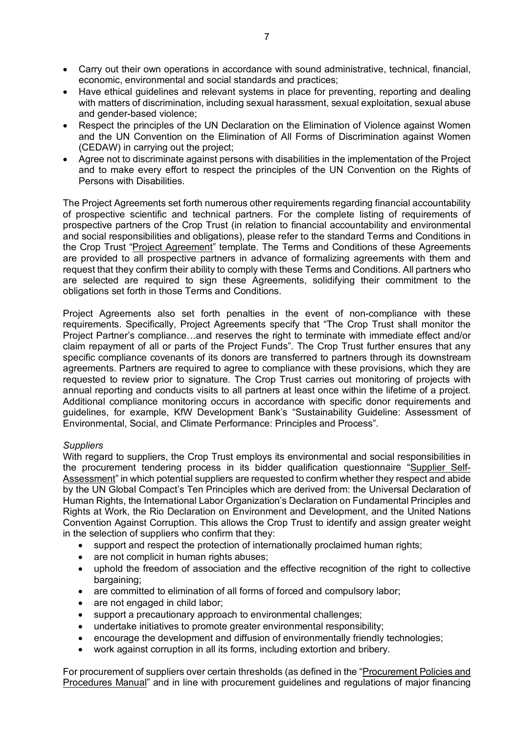- Carry out their own operations in accordance with sound administrative, technical, financial, economic, environmental and social standards and practices;
- Have ethical guidelines and relevant systems in place for preventing, reporting and dealing with matters of discrimination, including sexual harassment, sexual exploitation, sexual abuse and gender-based violence;
- Respect the principles of the UN Declaration on the Elimination of Violence against Women and the UN Convention on the Elimination of All Forms of Discrimination against Women (CEDAW) in carrying out the project;
- Agree not to discriminate against persons with disabilities in the implementation of the Project and to make every effort to respect the principles of the UN Convention on the Rights of Persons with Disabilities.

The Project Agreements set forth numerous other requirements regarding financial accountability of prospective scientific and technical partners. For the complete listing of requirements of prospective partners of the Crop Trust (in relation to financial accountability and environmental and social responsibilities and obligations), please refer to the standard Terms and Conditions in the Crop Trust "Project Agreement" template. The Terms and Conditions of these Agreements are provided to all prospective partners in advance of formalizing agreements with them and request that they confirm their ability to comply with these Terms and Conditions. All partners who are selected are required to sign these Agreements, solidifying their commitment to the obligations set forth in those Terms and Conditions.

Project Agreements also set forth penalties in the event of non-compliance with these requirements. Specifically, Project Agreements specify that "The Crop Trust shall monitor the Project Partner's compliance…and reserves the right to terminate with immediate effect and/or claim repayment of all or parts of the Project Funds". The Crop Trust further ensures that any specific compliance covenants of its donors are transferred to partners through its downstream agreements. Partners are required to agree to compliance with these provisions, which they are requested to review prior to signature. The Crop Trust carries out monitoring of projects with annual reporting and conducts visits to all partners at least once within the lifetime of a project. Additional compliance monitoring occurs in accordance with specific donor requirements and guidelines, for example, KfW Development Bank's "Sustainability Guideline: Assessment of Environmental, Social, and Climate Performance: Principles and Process".

*Suppliers*

With regard to suppliers, the Crop Trust employs its environmental and social responsibilities in the procurement tendering process in its bidder qualification questionnaire "Supplier Self-Assessment" in which potential suppliers are requested to confirm whether they respect and abide by the UN Global Compact's Ten Principles which are derived from: the Universal Declaration of Human Rights, the International Labor Organization's Declaration on Fundamental Principles and Rights at Work, the Rio Declaration on Environment and Development, and the United Nations Convention Against Corruption. This allows the Crop Trust to identify and assign greater weight in the selection of suppliers who confirm that they:

- support and respect the protection of internationally proclaimed human rights;
- are not complicit in human rights abuses;
- uphold the freedom of association and the effective recognition of the right to collective bargaining;
- are committed to elimination of all forms of forced and compulsory labor;
- are not engaged in child labor;
- support a precautionary approach to environmental challenges;
- undertake initiatives to promote greater environmental responsibility;
- encourage the development and diffusion of environmentally friendly technologies;
- work against corruption in all its forms, including extortion and bribery.

For procurement of suppliers over certain thresholds (as defined in the "Procurement Policies and Procedures Manual" and in line with procurement guidelines and regulations of major financing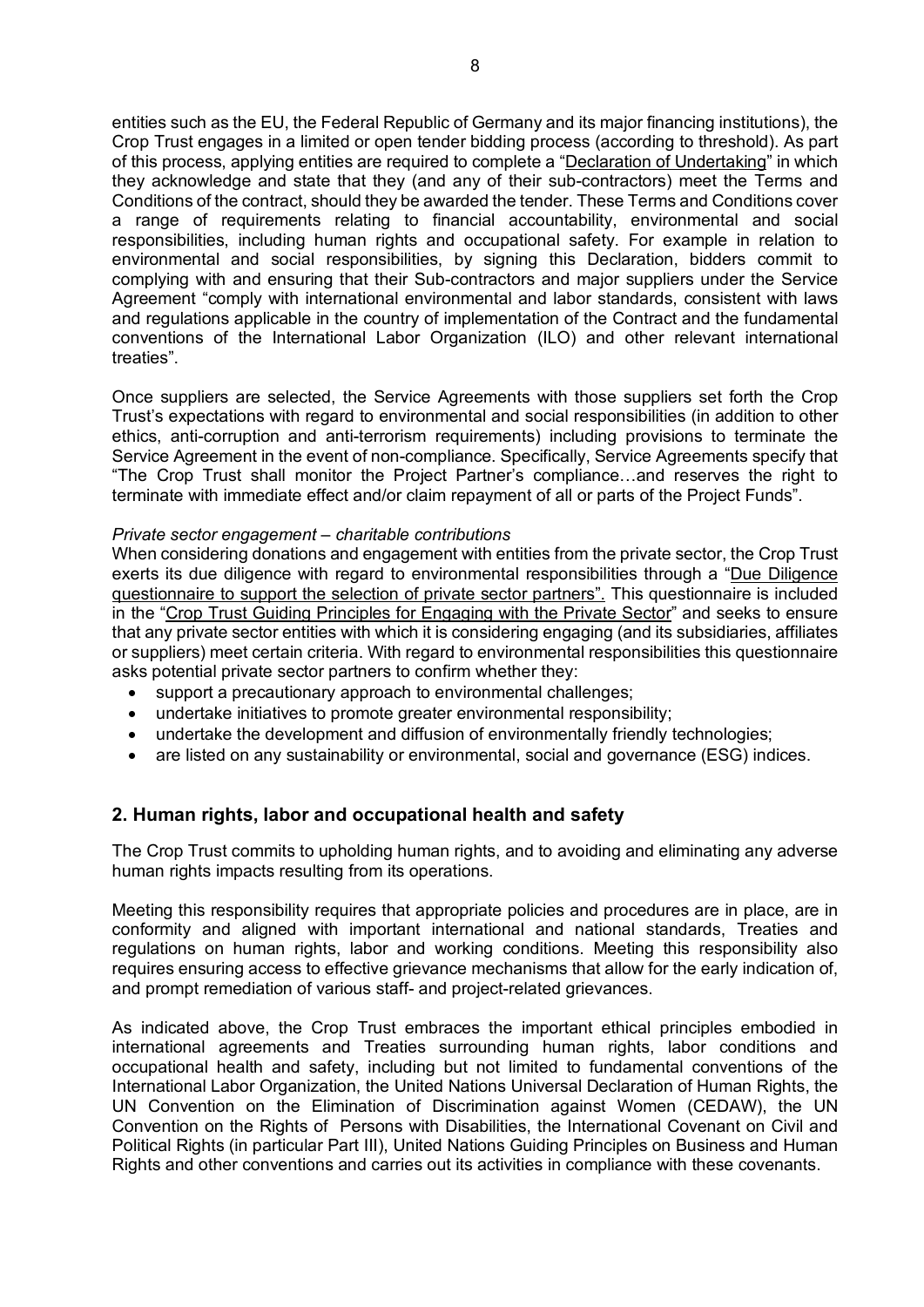entities such as the EU, the Federal Republic of Germany and its major financing institutions), the Crop Trust engages in a limited or open tender bidding process (according to threshold). As part of this process, applying entities are required to complete a "Declaration of Undertaking" in which they acknowledge and state that they (and any of their sub-contractors) meet the Terms and Conditions of the contract, should they be awarded the tender. These Terms and Conditions cover a range of requirements relating to financial accountability, environmental and social responsibilities, including human rights and occupational safety. For example in relation to environmental and social responsibilities, by signing this Declaration, bidders commit to complying with and ensuring that their Sub-contractors and major suppliers under the Service Agreement "comply with international environmental and labor standards, consistent with laws and regulations applicable in the country of implementation of the Contract and the fundamental conventions of the International Labor Organization (ILO) and other relevant international treaties".

Once suppliers are selected, the Service Agreements with those suppliers set forth the Crop Trust's expectations with regard to environmental and social responsibilities (in addition to other ethics, anti-corruption and anti-terrorism requirements) including provisions to terminate the Service Agreement in the event of non-compliance. Specifically, Service Agreements specify that "The Crop Trust shall monitor the Project Partner's compliance…and reserves the right to terminate with immediate effect and/or claim repayment of all or parts of the Project Funds".

*Private sector engagement – charitable contributions*

When considering donations and engagement with entities from the private sector, the Crop Trust exerts its due diligence with regard to environmental responsibilities through a "Due Diligence questionnaire to support the selection of private sector partners". This questionnaire is included in the "Crop Trust Guiding Principles for Engaging with the Private Sector" and seeks to ensure that any private sector entities with which it is considering engaging (and its subsidiaries, affiliates or suppliers) meet certain criteria. With regard to environmental responsibilities this questionnaire asks potential private sector partners to confirm whether they:

- support a precautionary approach to environmental challenges;
- undertake initiatives to promote greater environmental responsibility;
- undertake the development and diffusion of environmentally friendly technologies;
- are listed on any sustainability or environmental, social and governance (ESG) indices.

## 2. Human rights, labor and occupational health and safety

The Crop Trust commits to upholding human rights, and to avoiding and eliminating any adverse human rights impacts resulting from its operations.

Meeting this responsibility requires that appropriate policies and procedures are in place, are in conformity and aligned with important international and national standards, Treaties and regulations on human rights, labor and working conditions. Meeting this responsibility also requires ensuring access to effective grievance mechanisms that allow for the early indication of, and prompt remediation of various staff- and project-related grievances.

As indicated above, the Crop Trust embraces the important ethical principles embodied in international agreements and Treaties surrounding human rights, labor conditions and occupational health and safety, including but not limited to fundamental conventions of the International Labor Organization, the United Nations Universal Declaration of Human Rights, the UN Convention on the Elimination of Discrimination against Women (CEDAW), the UN Convention on the Rights of Persons with Disabilities, the International Covenant on Civil and Political Rights (in particular Part III), United Nations Guiding Principles on Business and Human Rights and other conventions and carries out its activities in compliance with these covenants.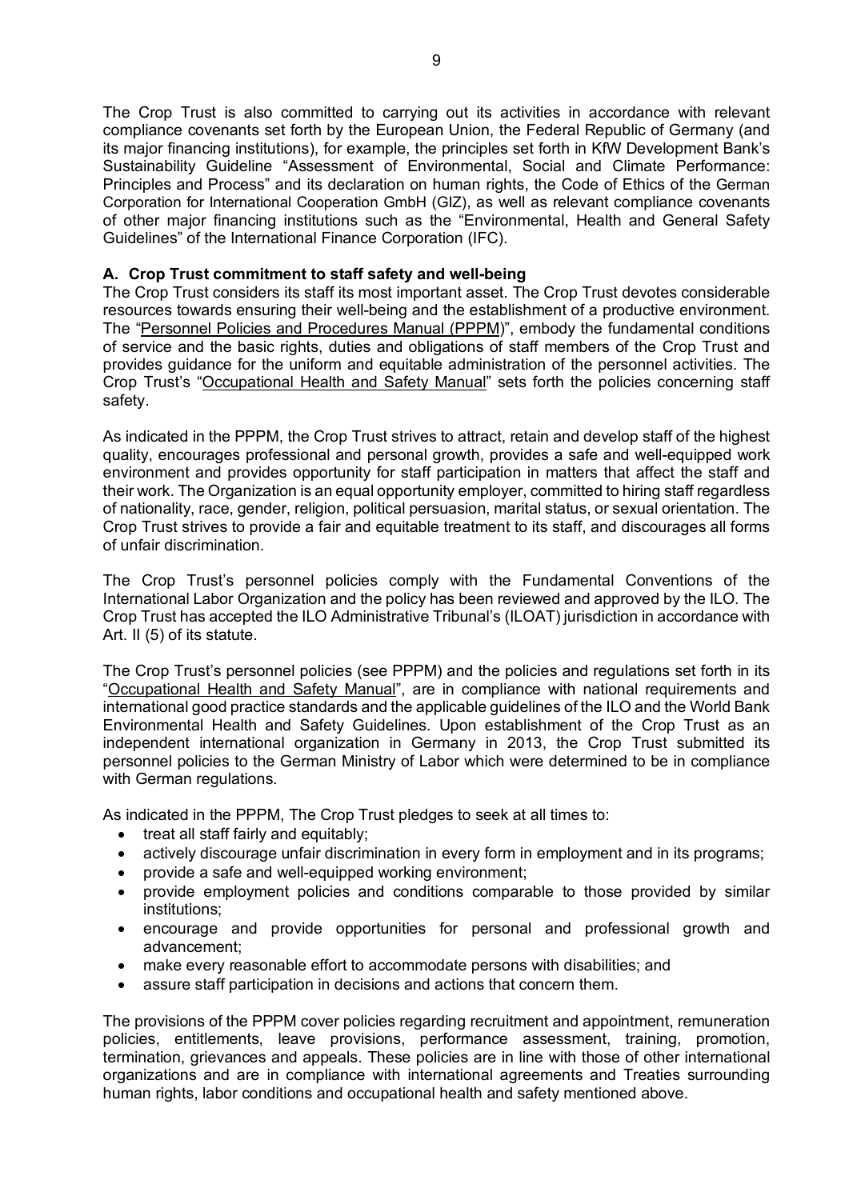The Crop Trust is also committed to carrying out its activities in accordance with relevant compliance covenants set forth by the European Union, the Federal Republic of Germany (and its major financing institutions), for example, the principles set forth in KfW Development Bank's Sustainability Guideline "Assessment of Environmental, Social and Climate Performance: Principles and Process" and its declaration on human rights, the Code of Ethics of the German Corporation for International Cooperation GmbH (GIZ), as well as relevant compliance covenants of other major financing institutions such as the "Environmental, Health and General Safety Guidelines" of the International Finance Corporation (IFC).

**A. Crop Trust commitment to staff safety and well-being**

The Crop Trust considers its staff its most important asset. The Crop Trust devotes considerable resources towards ensuring their well-being and the establishment of a productive environment. The "Personnel Policies and Procedures Manual (PPPM)", embody the fundamental conditions of service and the basic rights, duties and obligations of staff members of the Crop Trust and provides guidance for the uniform and equitable administration of the personnel activities. The Crop Trust's "Occupational Health and Safety Manual" sets forth the policies concerning staff safety.

As indicated in the PPPM, the Crop Trust strives to attract, retain and develop staff of the highest quality, encourages professional and personal growth, provides a safe and well-equipped work environment and provides opportunity for staff participation in matters that affect the staff and their work. The Organization is an equal opportunity employer, committed to hiring staff regardless of nationality, race, gender, religion, political persuasion, marital status, or sexual orientation. The Crop Trust strives to provide a fair and equitable treatment to its staff, and discourages all forms of unfair discrimination.

The Crop Trust's personnel policies comply with the Fundamental Conventions of the International Labor Organization and the policy has been reviewed and approved by the ILO. The Crop Trust has accepted the ILO Administrative Tribunal's (ILOAT) jurisdiction in accordance with Art. II (5) of its statute.

The Crop Trust's personnel policies (see PPPM) and the policies and regulations set forth in its "Occupational Health and Safety Manual", are in compliance with national requirements and international good practice standards and the applicable guidelines of the ILO and the World Bank Environmental Health and Safety Guidelines. Upon establishment of the Crop Trust as an independent international organization in Germany in 2013, the Crop Trust submitted its personnel policies to the German Ministry of Labor which were determined to be in compliance with German regulations.

As indicated in the PPPM, The Crop Trust pledges to seek at all times to:

- treat all staff fairly and equitably;
- actively discourage unfair discrimination in every form in employment and in its programs;
- provide a safe and well-equipped working environment;
- provide employment policies and conditions comparable to those provided by similar institutions;
- encourage and provide opportunities for personal and professional growth and advancement;
- make every reasonable effort to accommodate persons with disabilities; and
- assure staff participation in decisions and actions that concern them.

The provisions of the PPPM cover policies regarding recruitment and appointment, remuneration policies, entitlements, leave provisions, performance assessment, training, promotion, termination, grievances and appeals. These policies are in line with those of other international organizations and are in compliance with international agreements and Treaties surrounding human rights, labor conditions and occupational health and safety mentioned above.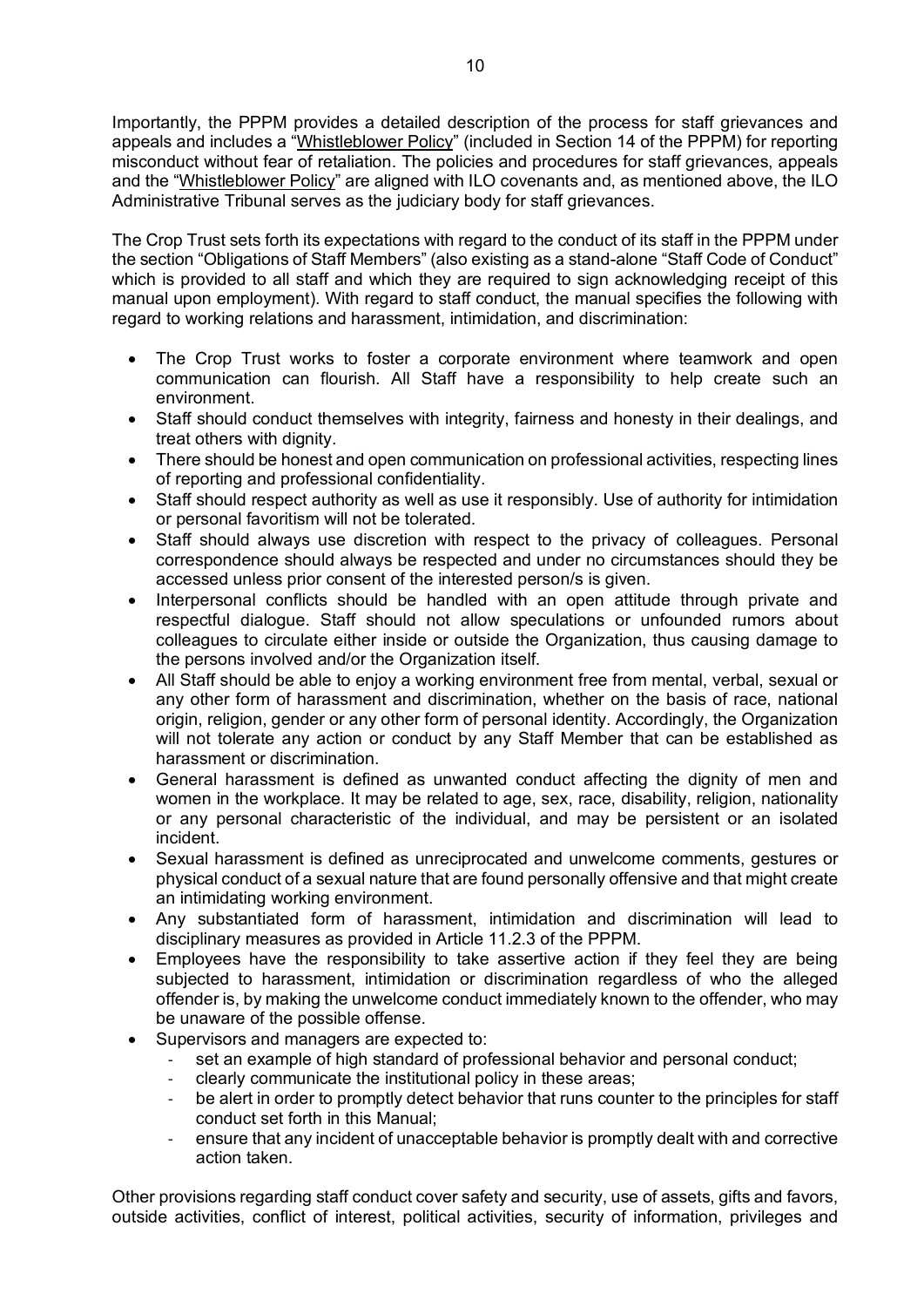Importantly, the PPPM provides a detailed description of the process for staff grievances and appeals and includes a "Whistleblower Policy" (included in Section 14 of the PPPM) for reporting misconduct without fear of retaliation. The policies and procedures for staff grievances, appeals and the "Whistleblower Policy" are aligned with ILO covenants and, as mentioned above, the ILO Administrative Tribunal serves as the judiciary body for staff grievances.

The Crop Trust sets forth its expectations with regard to the conduct of its staff in the PPPM under the section "Obligations of Staff Members" (also existing as a stand-alone "Staff Code of Conduct" which is provided to all staff and which they are required to sign acknowledging receipt of this manual upon employment). With regard to staff conduct, the manual specifies the following with regard to working relations and harassment, intimidation, and discrimination:

- The Crop Trust works to foster a corporate environment where teamwork and open communication can flourish. All Staff have a responsibility to help create such an environment.
- Staff should conduct themselves with integrity, fairness and honesty in their dealings, and treat others with dignity.
- There should be honest and open communication on professional activities, respecting lines of reporting and professional confidentiality.
- Staff should respect authority as well as use it responsibly. Use of authority for intimidation or personal favoritism will not be tolerated.
- Staff should always use discretion with respect to the privacy of colleagues. Personal correspondence should always be respected and under no circumstances should they be accessed unless prior consent of the interested person/s is given.
- Interpersonal conflicts should be handled with an open attitude through private and respectful dialogue. Staff should not allow speculations or unfounded rumors about colleagues to circulate either inside or outside the Organization, thus causing damage to the persons involved and/or the Organization itself.
- All Staff should be able to enjoy a working environment free from mental, verbal, sexual or any other form of harassment and discrimination, whether on the basis of race, national origin, religion, gender or any other form of personal identity. Accordingly, the Organization will not tolerate any action or conduct by any Staff Member that can be established as harassment or discrimination.
- General harassment is defined as unwanted conduct affecting the dignity of men and women in the workplace. It may be related to age, sex, race, disability, religion, nationality or any personal characteristic of the individual, and may be persistent or an isolated incident.
- Sexual harassment is defined as unreciprocated and unwelcome comments, gestures or physical conduct of a sexual nature that are found personally offensive and that might create an intimidating working environment.
- Any substantiated form of harassment, intimidation and discrimination will lead to disciplinary measures as provided in Article 11.2.3 of the PPPM.
- Employees have the responsibility to take assertive action if they feel they are being subjected to harassment, intimidation or discrimination regardless of who the alleged offender is, by making the unwelcome conduct immediately known to the offender, who may be unaware of the possible offense.
- Supervisors and managers are expected to:
  - set an example of high standard of professional behavior and personal conduct;
  - clearly communicate the institutional policy in these areas;
  - be alert in order to promptly detect behavior that runs counter to the principles for staff conduct set forth in this Manual;
  - ensure that any incident of unacceptable behavior is promptly dealt with and corrective action taken.

Other provisions regarding staff conduct cover safety and security, use of assets, gifts and favors, outside activities, conflict of interest, political activities, security of information, privileges and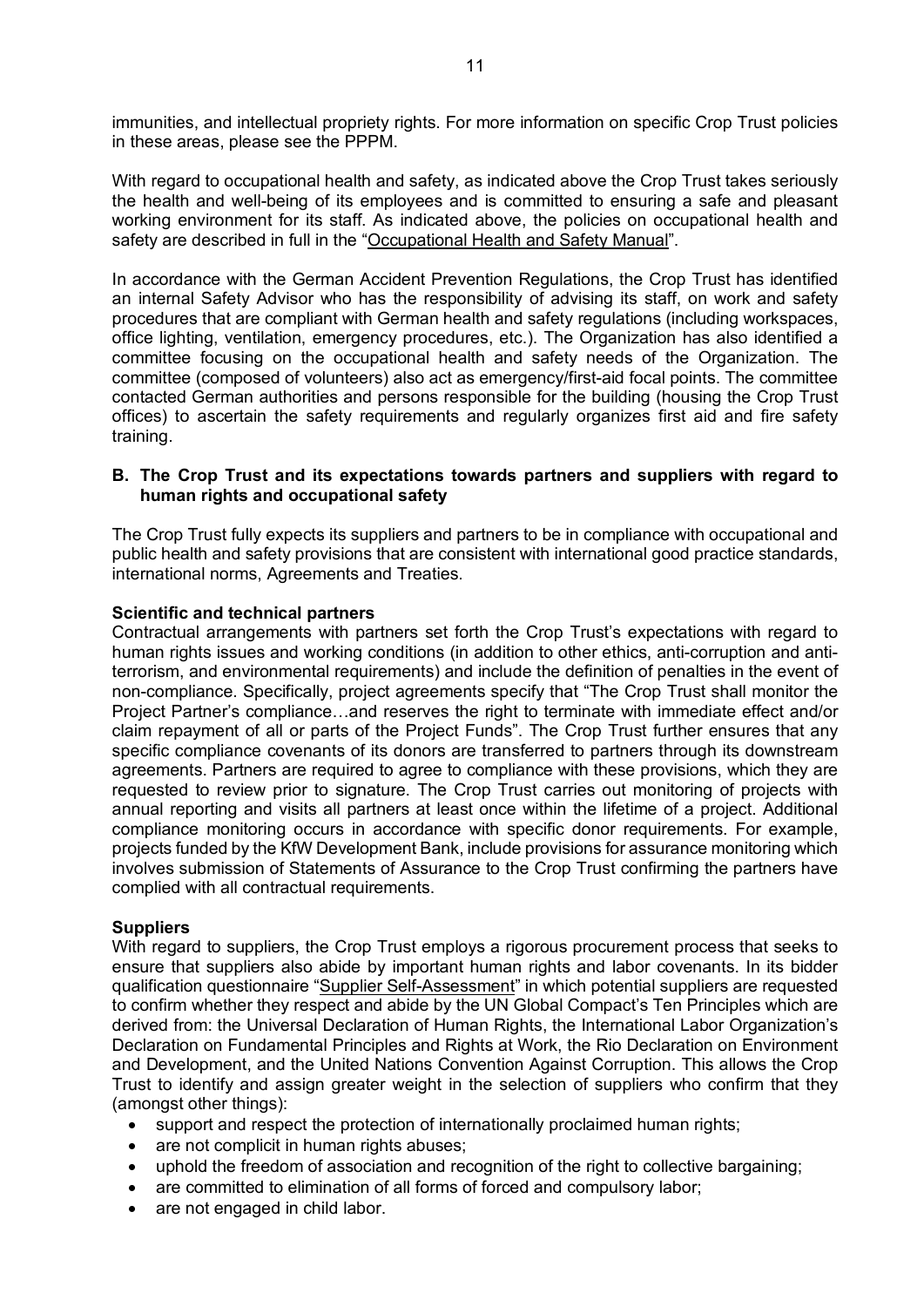immunities, and intellectual propriety rights. For more information on specific Crop Trust policies in these areas, please see the PPPM.

With regard to occupational health and safety, as indicated above the Crop Trust takes seriously the health and well-being of its employees and is committed to ensuring a safe and pleasant working environment for its staff. As indicated above, the policies on occupational health and safety are described in full in the "Occupational Health and Safety Manual".

In accordance with the German Accident Prevention Regulations, the Crop Trust has identified an internal Safety Advisor who has the responsibility of advising its staff, on work and safety procedures that are compliant with German health and safety regulations (including workspaces, office lighting, ventilation, emergency procedures, etc.). The Organization has also identified a committee focusing on the occupational health and safety needs of the Organization. The committee (composed of volunteers) also act as emergency/first-aid focal points. The committee contacted German authorities and persons responsible for the building (housing the Crop Trust offices) to ascertain the safety requirements and regularly organizes first aid and fire safety training.

## B. The Crop Trust and its expectations towards partners and suppliers with regard to human rights and occupational safety

The Crop Trust fully expects its suppliers and partners to be in compliance with occupational and public health and safety provisions that are consistent with international good practice standards, international norms, Agreements and Treaties.

**Scientific and technical partners**

Contractual arrangements with partners set forth the Crop Trust's expectations with regard to human rights issues and working conditions (in addition to other ethics, anti-corruption and anti-terrorism, and environmental requirements) and include the definition of penalties in the event of non-compliance. Specifically, project agreements specify that "The Crop Trust shall monitor the Project Partner's compliance…and reserves the right to terminate with immediate effect and/or claim repayment of all or parts of the Project Funds". The Crop Trust further ensures that any specific compliance covenants of its donors are transferred to partners through its downstream agreements. Partners are required to agree to compliance with these provisions, which they are requested to review prior to signature. The Crop Trust carries out monitoring of projects with annual reporting and visits all partners at least once within the lifetime of a project. Additional compliance monitoring occurs in accordance with specific donor requirements. For example, projects funded by the KfW Development Bank, include provisions for assurance monitoring which involves submission of Statements of Assurance to the Crop Trust confirming the partners have complied with all contractual requirements.

**Suppliers**

With regard to suppliers, the Crop Trust employs a rigorous procurement process that seeks to ensure that suppliers also abide by important human rights and labor covenants. In its bidder qualification questionnaire "Supplier Self-Assessment" in which potential suppliers are requested to confirm whether they respect and abide by the UN Global Compact's Ten Principles which are derived from: the Universal Declaration of Human Rights, the International Labor Organization's Declaration on Fundamental Principles and Rights at Work, the Rio Declaration on Environment and Development, and the United Nations Convention Against Corruption. This allows the Crop Trust to identify and assign greater weight in the selection of suppliers who confirm that they (amongst other things):

- support and respect the protection of internationally proclaimed human rights;
- are not complicit in human rights abuses;
- uphold the freedom of association and recognition of the right to collective bargaining;
- are committed to elimination of all forms of forced and compulsory labor;
- are not engaged in child labor.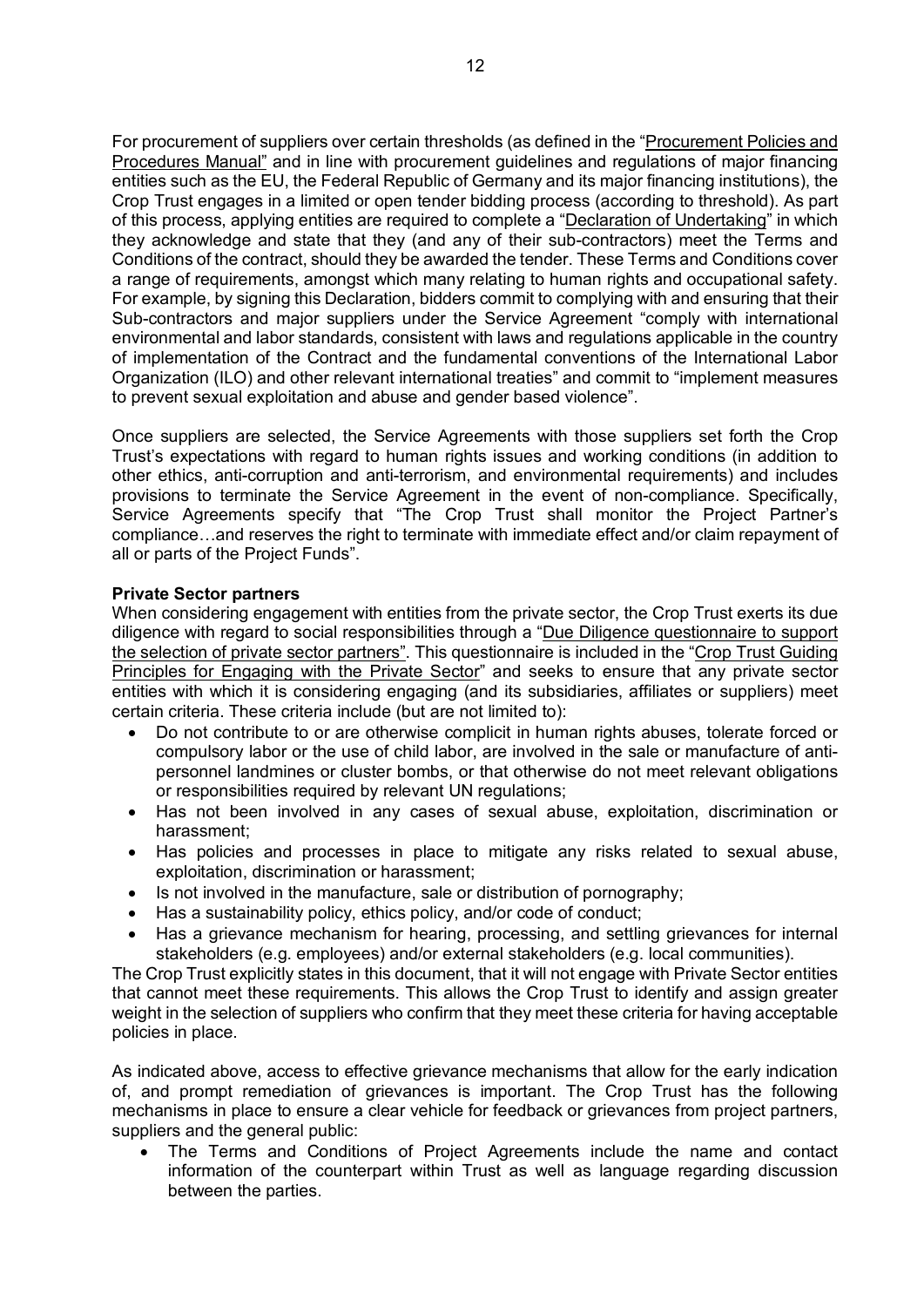For procurement of suppliers over certain thresholds (as defined in the "Procurement Policies and Procedures Manual" and in line with procurement guidelines and regulations of major financing entities such as the EU, the Federal Republic of Germany and its major financing institutions), the Crop Trust engages in a limited or open tender bidding process (according to threshold). As part of this process, applying entities are required to complete a "Declaration of Undertaking" in which they acknowledge and state that they (and any of their sub-contractors) meet the Terms and Conditions of the contract, should they be awarded the tender. These Terms and Conditions cover a range of requirements, amongst which many relating to human rights and occupational safety. For example, by signing this Declaration, bidders commit to complying with and ensuring that their Sub-contractors and major suppliers under the Service Agreement "comply with international environmental and labor standards, consistent with laws and regulations applicable in the country of implementation of the Contract and the fundamental conventions of the International Labor Organization (ILO) and other relevant international treaties" and commit to "implement measures to prevent sexual exploitation and abuse and gender based violence".

Once suppliers are selected, the Service Agreements with those suppliers set forth the Crop Trust's expectations with regard to human rights issues and working conditions (in addition to other ethics, anti-corruption and anti-terrorism, and environmental requirements) and includes provisions to terminate the Service Agreement in the event of non-compliance. Specifically, Service Agreements specify that "The Crop Trust shall monitor the Project Partner's compliance…and reserves the right to terminate with immediate effect and/or claim repayment of all or parts of the Project Funds".

**Private Sector partners**

When considering engagement with entities from the private sector, the Crop Trust exerts its due diligence with regard to social responsibilities through a "Due Diligence questionnaire to support the selection of private sector partners". This questionnaire is included in the "Crop Trust Guiding Principles for Engaging with the Private Sector" and seeks to ensure that any private sector entities with which it is considering engaging (and its subsidiaries, affiliates or suppliers) meet certain criteria. These criteria include (but are not limited to):

- Do not contribute to or are otherwise complicit in human rights abuses, tolerate forced or compulsory labor or the use of child labor, are involved in the sale or manufacture of anti-personnel landmines or cluster bombs, or that otherwise do not meet relevant obligations or responsibilities required by relevant UN regulations;
- Has not been involved in any cases of sexual abuse, exploitation, discrimination or harassment;
- Has policies and processes in place to mitigate any risks related to sexual abuse, exploitation, discrimination or harassment;
- Is not involved in the manufacture, sale or distribution of pornography;
- Has a sustainability policy, ethics policy, and/or code of conduct;
- Has a grievance mechanism for hearing, processing, and settling grievances for internal stakeholders (e.g. employees) and/or external stakeholders (e.g. local communities).

The Crop Trust explicitly states in this document, that it will not engage with Private Sector entities that cannot meet these requirements. This allows the Crop Trust to identify and assign greater weight in the selection of suppliers who confirm that they meet these criteria for having acceptable policies in place.

As indicated above, access to effective grievance mechanisms that allow for the early indication of, and prompt remediation of grievances is important. The Crop Trust has the following mechanisms in place to ensure a clear vehicle for feedback or grievances from project partners, suppliers and the general public:

- The Terms and Conditions of Project Agreements include the name and contact information of the counterpart within Trust as well as language regarding discussion between the parties.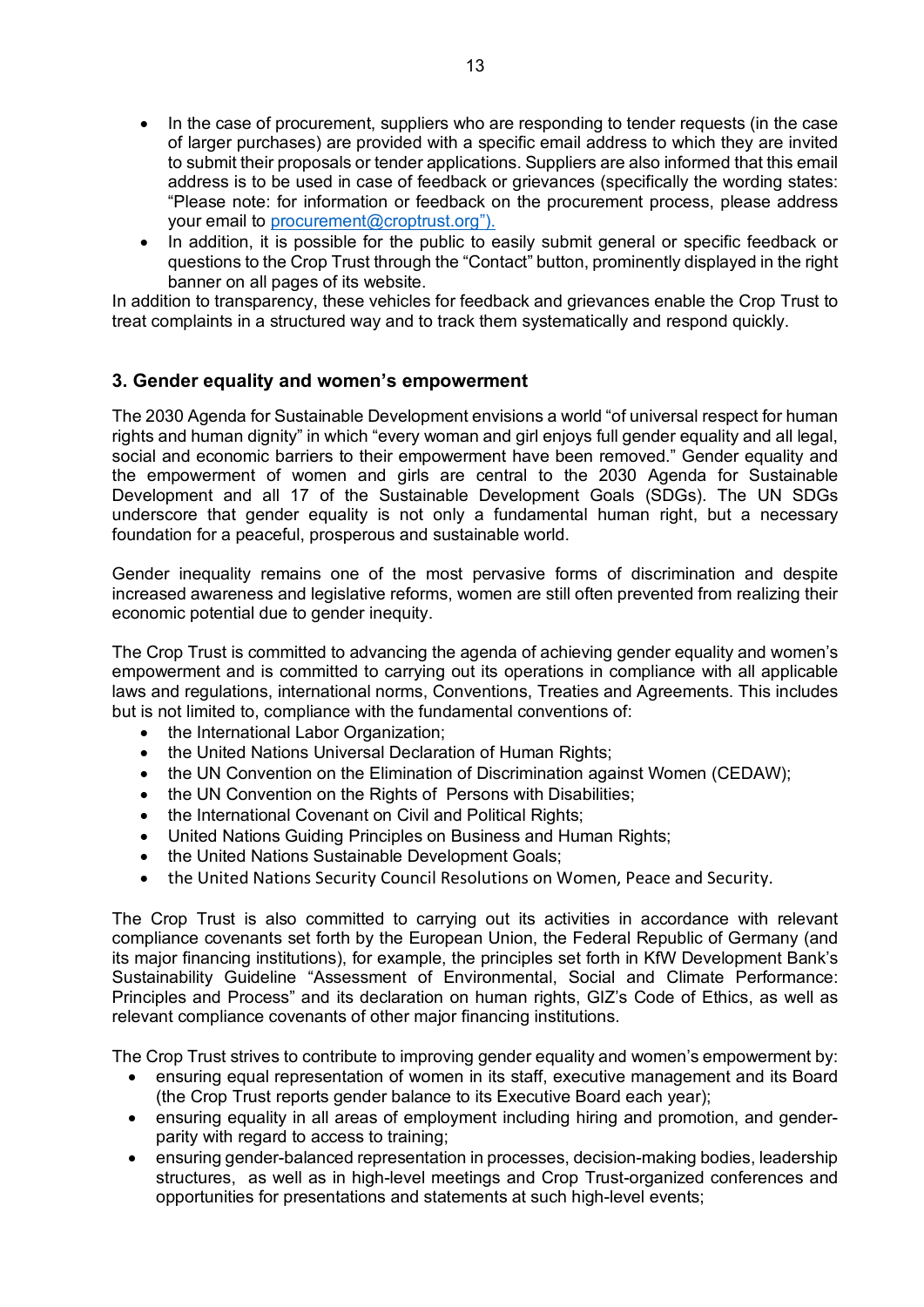- In the case of procurement, suppliers who are responding to tender requests (in the case of larger purchases) are provided with a specific email address to which they are invited to submit their proposals or tender applications. Suppliers are also informed that this email address is to be used in case of feedback or grievances (specifically the wording states: "Please note: for information or feedback on the procurement process, please address your email to procurement@croptrust.org").
- In addition, it is possible for the public to easily submit general or specific feedback or questions to the Crop Trust through the "Contact" button, prominently displayed in the right banner on all pages of its website.

In addition to transparency, these vehicles for feedback and grievances enable the Crop Trust to treat complaints in a structured way and to track them systematically and respond quickly.

## 3. Gender equality and women's empowerment

The 2030 Agenda for Sustainable Development envisions a world "of universal respect for human rights and human dignity" in which "every woman and girl enjoys full gender equality and all legal, social and economic barriers to their empowerment have been removed." Gender equality and the empowerment of women and girls are central to the 2030 Agenda for Sustainable Development and all 17 of the Sustainable Development Goals (SDGs). The UN SDGs underscore that gender equality is not only a fundamental human right, but a necessary foundation for a peaceful, prosperous and sustainable world.

Gender inequality remains one of the most pervasive forms of discrimination and despite increased awareness and legislative reforms, women are still often prevented from realizing their economic potential due to gender inequity.

The Crop Trust is committed to advancing the agenda of achieving gender equality and women's empowerment and is committed to carrying out its operations in compliance with all applicable laws and regulations, international norms, Conventions, Treaties and Agreements. This includes but is not limited to, compliance with the fundamental conventions of:

- the International Labor Organization;
- the United Nations Universal Declaration of Human Rights;
- the UN Convention on the Elimination of Discrimination against Women (CEDAW);
- the UN Convention on the Rights of Persons with Disabilities;
- the International Covenant on Civil and Political Rights;
- United Nations Guiding Principles on Business and Human Rights;
- the United Nations Sustainable Development Goals;
- the United Nations Security Council Resolutions on Women, Peace and Security.

The Crop Trust is also committed to carrying out its activities in accordance with relevant compliance covenants set forth by the European Union, the Federal Republic of Germany (and its major financing institutions), for example, the principles set forth in KfW Development Bank's Sustainability Guideline "Assessment of Environmental, Social and Climate Performance: Principles and Process" and its declaration on human rights, GIZ's Code of Ethics, as well as relevant compliance covenants of other major financing institutions.

The Crop Trust strives to contribute to improving gender equality and women's empowerment by:

- ensuring equal representation of women in its staff, executive management and its Board (the Crop Trust reports gender balance to its Executive Board each year);
- ensuring equality in all areas of employment including hiring and promotion, and gender-parity with regard to access to training;
- ensuring gender-balanced representation in processes, decision-making bodies, leadership structures, as well as in high-level meetings and Crop Trust-organized conferences and opportunities for presentations and statements at such high-level events;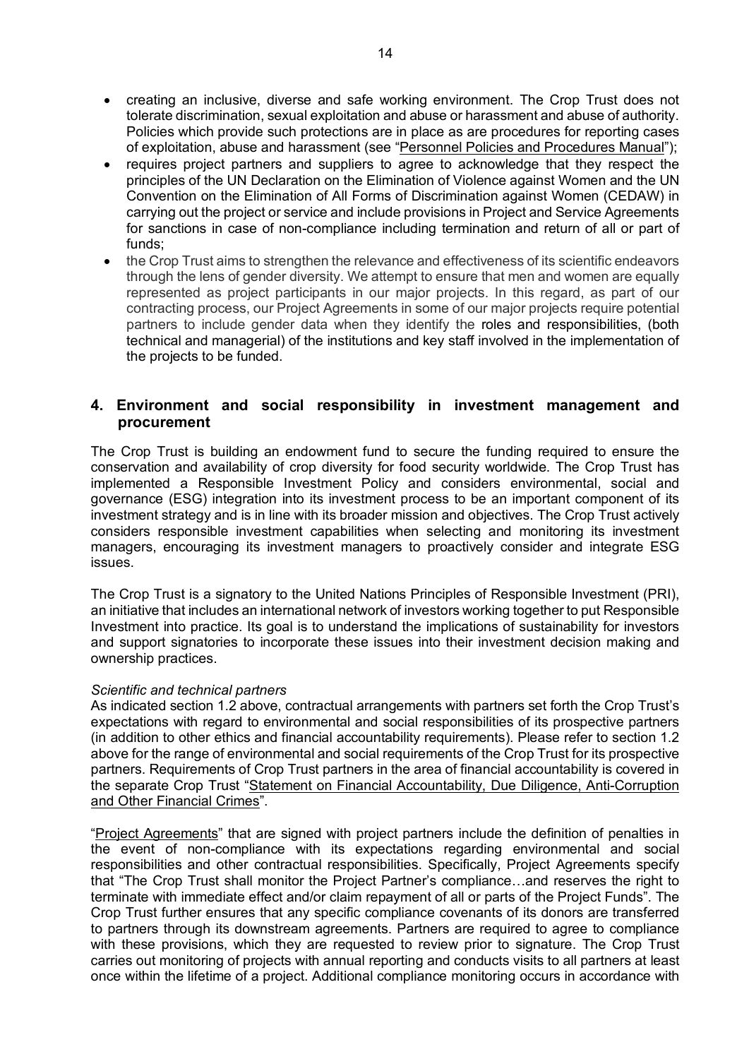- creating an inclusive, diverse and safe working environment. The Crop Trust does not tolerate discrimination, sexual exploitation and abuse or harassment and abuse of authority. Policies which provide such protections are in place as are procedures for reporting cases of exploitation, abuse and harassment (see "Personnel Policies and Procedures Manual");
- requires project partners and suppliers to agree to acknowledge that they respect the principles of the UN Declaration on the Elimination of Violence against Women and the UN Convention on the Elimination of All Forms of Discrimination against Women (CEDAW) in carrying out the project or service and include provisions in Project and Service Agreements for sanctions in case of non-compliance including termination and return of all or part of funds;
- the Crop Trust aims to strengthen the relevance and effectiveness of its scientific endeavors through the lens of gender diversity. We attempt to ensure that men and women are equally represented as project participants in our major projects. In this regard, as part of our contracting process, our Project Agreements in some of our major projects require potential partners to include gender data when they identify the roles and responsibilities, (both technical and managerial) of the institutions and key staff involved in the implementation of the projects to be funded.

## 4. Environment and social responsibility in investment management and procurement

The Crop Trust is building an endowment fund to secure the funding required to ensure the conservation and availability of crop diversity for food security worldwide. The Crop Trust has implemented a Responsible Investment Policy and considers environmental, social and governance (ESG) integration into its investment process to be an important component of its investment strategy and is in line with its broader mission and objectives. The Crop Trust actively considers responsible investment capabilities when selecting and monitoring its investment managers, encouraging its investment managers to proactively consider and integrate ESG issues.

The Crop Trust is a signatory to the United Nations Principles of Responsible Investment (PRI), an initiative that includes an international network of investors working together to put Responsible Investment into practice. Its goal is to understand the implications of sustainability for investors and support signatories to incorporate these issues into their investment decision making and ownership practices.

*Scientific and technical partners*
As indicated section 1.2 above, contractual arrangements with partners set forth the Crop Trust's expectations with regard to environmental and social responsibilities of its prospective partners (in addition to other ethics and financial accountability requirements). Please refer to section 1.2 above for the range of environmental and social requirements of the Crop Trust for its prospective partners. Requirements of Crop Trust partners in the area of financial accountability is covered in the separate Crop Trust "Statement on Financial Accountability, Due Diligence, Anti-Corruption and Other Financial Crimes".

"Project Agreements" that are signed with project partners include the definition of penalties in the event of non-compliance with its expectations regarding environmental and social responsibilities and other contractual responsibilities. Specifically, Project Agreements specify that "The Crop Trust shall monitor the Project Partner's compliance…and reserves the right to terminate with immediate effect and/or claim repayment of all or parts of the Project Funds". The Crop Trust further ensures that any specific compliance covenants of its donors are transferred to partners through its downstream agreements. Partners are required to agree to compliance with these provisions, which they are requested to review prior to signature. The Crop Trust carries out monitoring of projects with annual reporting and conducts visits to all partners at least once within the lifetime of a project. Additional compliance monitoring occurs in accordance with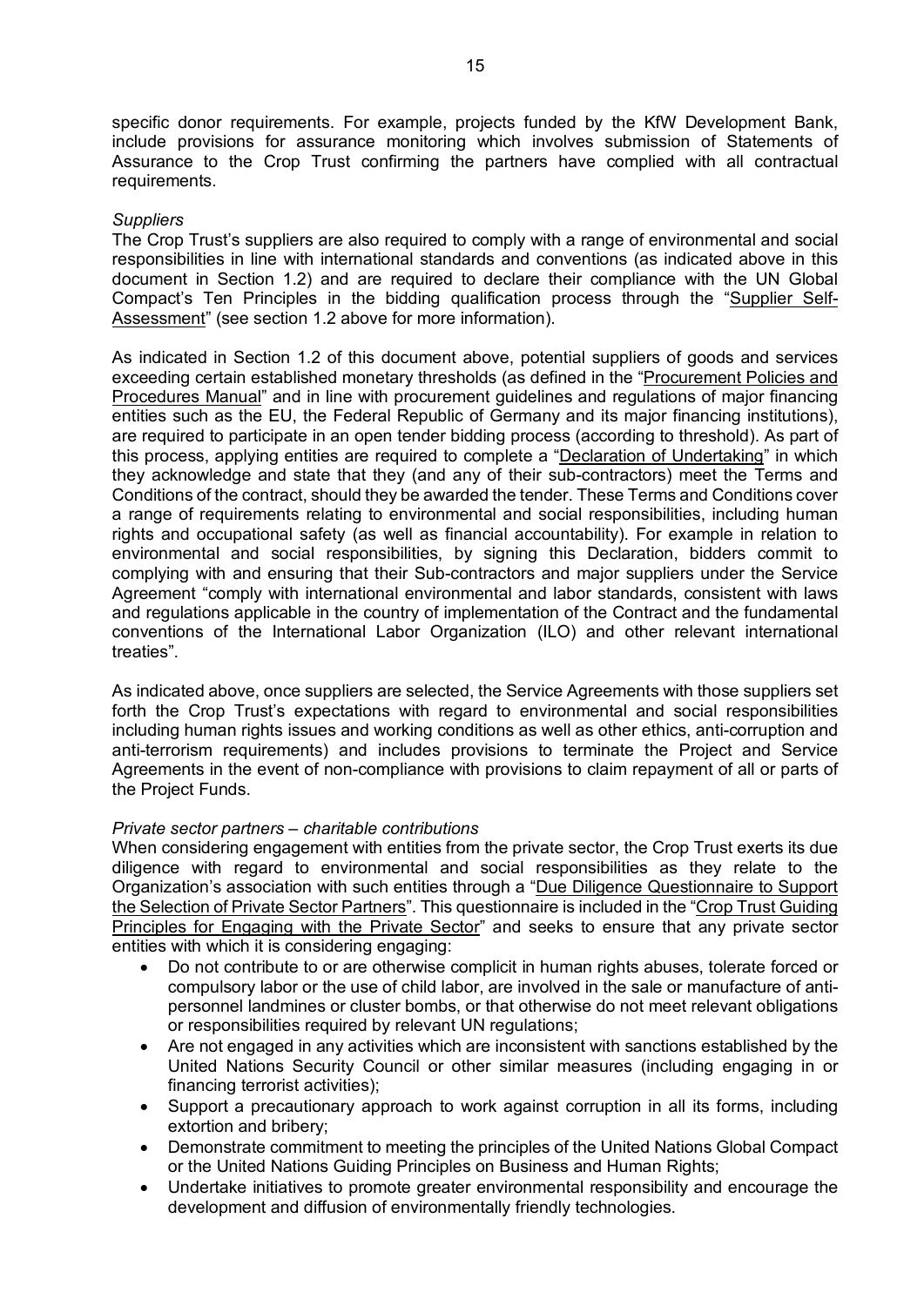specific donor requirements. For example, projects funded by the KfW Development Bank, include provisions for assurance monitoring which involves submission of Statements of Assurance to the Crop Trust confirming the partners have complied with all contractual requirements.

*Suppliers*

The Crop Trust's suppliers are also required to comply with a range of environmental and social responsibilities in line with international standards and conventions (as indicated above in this document in Section 1.2) and are required to declare their compliance with the UN Global Compact's Ten Principles in the bidding qualification process through the "Supplier Self-Assessment" (see section 1.2 above for more information).

As indicated in Section 1.2 of this document above, potential suppliers of goods and services exceeding certain established monetary thresholds (as defined in the "Procurement Policies and Procedures Manual" and in line with procurement guidelines and regulations of major financing entities such as the EU, the Federal Republic of Germany and its major financing institutions), are required to participate in an open tender bidding process (according to threshold). As part of this process, applying entities are required to complete a "Declaration of Undertaking" in which they acknowledge and state that they (and any of their sub-contractors) meet the Terms and Conditions of the contract, should they be awarded the tender. These Terms and Conditions cover a range of requirements relating to environmental and social responsibilities, including human rights and occupational safety (as well as financial accountability). For example in relation to environmental and social responsibilities, by signing this Declaration, bidders commit to complying with and ensuring that their Sub-contractors and major suppliers under the Service Agreement "comply with international environmental and labor standards, consistent with laws and regulations applicable in the country of implementation of the Contract and the fundamental conventions of the International Labor Organization (ILO) and other relevant international treaties".

As indicated above, once suppliers are selected, the Service Agreements with those suppliers set forth the Crop Trust's expectations with regard to environmental and social responsibilities including human rights issues and working conditions as well as other ethics, anti-corruption and anti-terrorism requirements) and includes provisions to terminate the Project and Service Agreements in the event of non-compliance with provisions to claim repayment of all or parts of the Project Funds.

*Private sector partners – charitable contributions*

When considering engagement with entities from the private sector, the Crop Trust exerts its due diligence with regard to environmental and social responsibilities as they relate to the Organization's association with such entities through a "Due Diligence Questionnaire to Support the Selection of Private Sector Partners". This questionnaire is included in the "Crop Trust Guiding Principles for Engaging with the Private Sector" and seeks to ensure that any private sector entities with which it is considering engaging:

- Do not contribute to or are otherwise complicit in human rights abuses, tolerate forced or compulsory labor or the use of child labor, are involved in the sale or manufacture of anti-personnel landmines or cluster bombs, or that otherwise do not meet relevant obligations or responsibilities required by relevant UN regulations;
- Are not engaged in any activities which are inconsistent with sanctions established by the United Nations Security Council or other similar measures (including engaging in or financing terrorist activities);
- Support a precautionary approach to work against corruption in all its forms, including extortion and bribery;
- Demonstrate commitment to meeting the principles of the United Nations Global Compact or the United Nations Guiding Principles on Business and Human Rights;
- Undertake initiatives to promote greater environmental responsibility and encourage the development and diffusion of environmentally friendly technologies.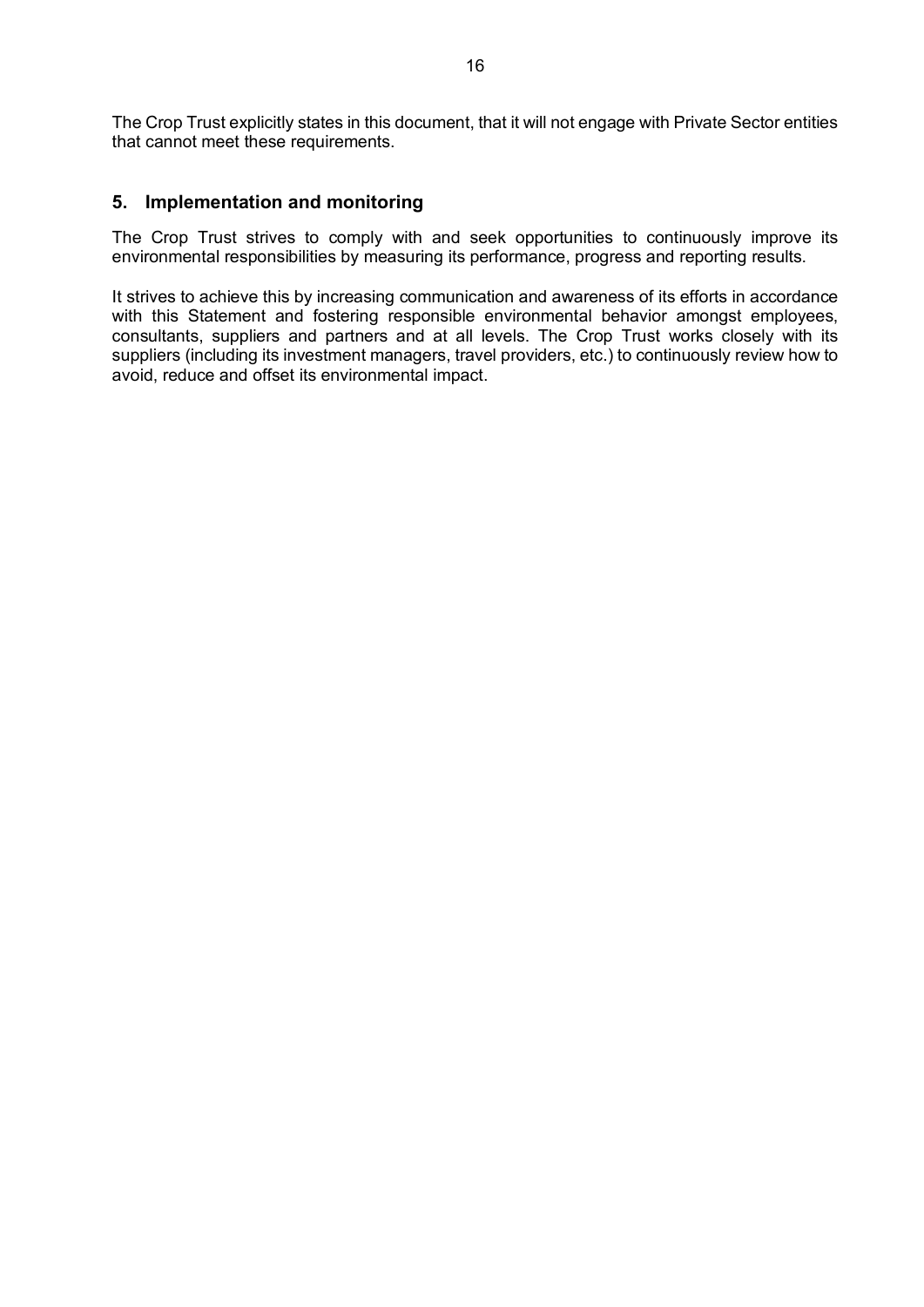The Crop Trust explicitly states in this document, that it will not engage with Private Sector entities that cannot meet these requirements.

## 5. Implementation and monitoring

The Crop Trust strives to comply with and seek opportunities to continuously improve its environmental responsibilities by measuring its performance, progress and reporting results.

It strives to achieve this by increasing communication and awareness of its efforts in accordance with this Statement and fostering responsible environmental behavior amongst employees, consultants, suppliers and partners and at all levels. The Crop Trust works closely with its suppliers (including its investment managers, travel providers, etc.) to continuously review how to avoid, reduce and offset its environmental impact.